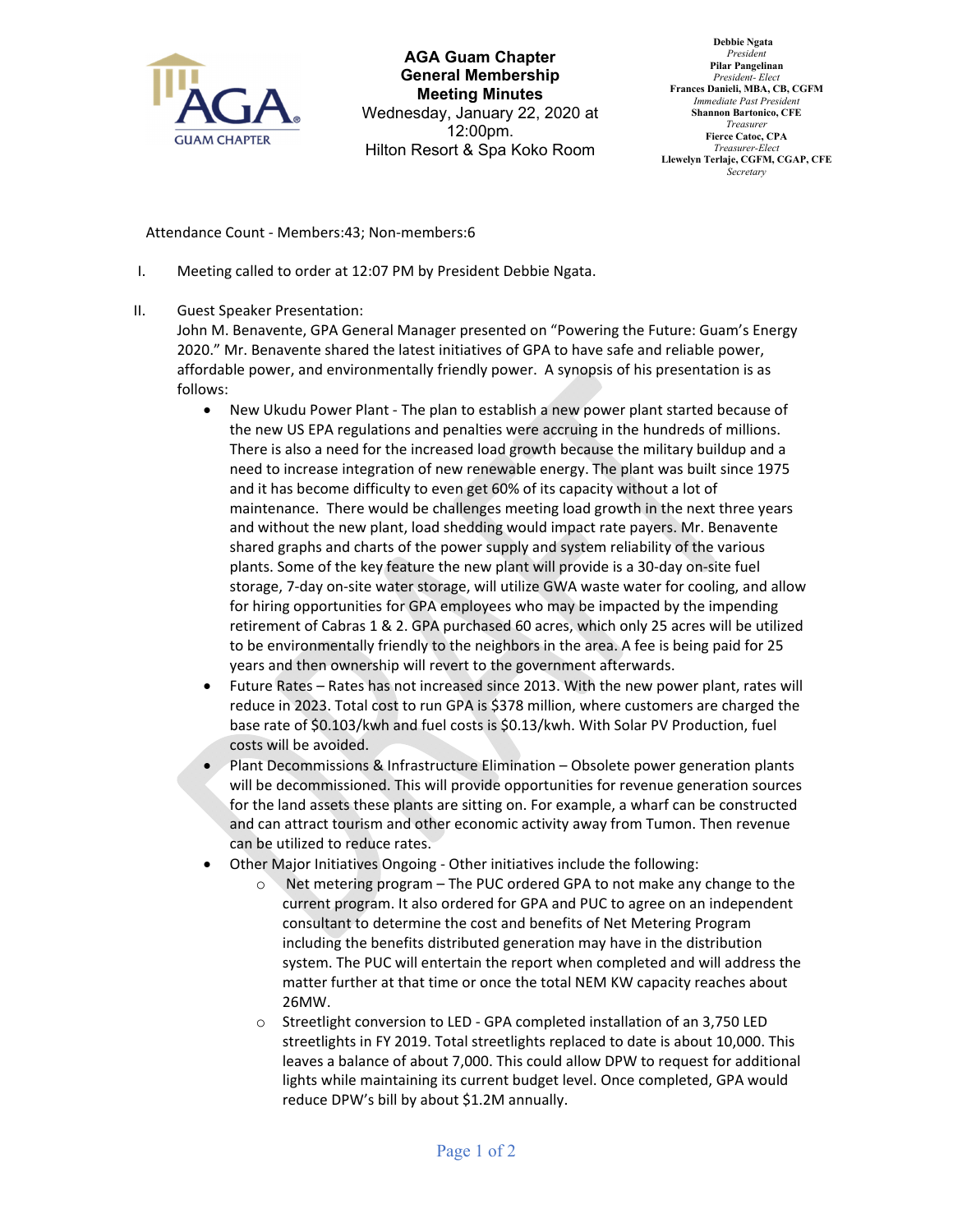**AGA Guam Chapter**
**General Membership**
**Meeting Minutes**
Wednesday, January 22, 2020 at 12:00pm.
Hilton Resort & Spa Koko Room

**Debbie Ngata**
*President*
**Pilar Pangelinan**
*President- Elect*
**Frances Danieli, MBA, CB, CGFM**
*Immediate Past President*
**Shannon Bartonico, CFE**
*Treasurer*
**Fierce Catoc, CPA**
*Treasurer-Elect*
**Llewelyn Terlaje, CGFM, CGAP, CFE**
*Secretary*

Attendance Count - Members:43; Non-members:6

I. Meeting called to order at 12:07 PM by President Debbie Ngata.

II. Guest Speaker Presentation:
John M. Benavente, GPA General Manager presented on "Powering the Future: Guam's Energy 2020." Mr. Benavente shared the latest initiatives of GPA to have safe and reliable power, affordable power, and environmentally friendly power. A synopsis of his presentation is as follows:

- New Ukudu Power Plant - The plan to establish a new power plant started because of the new US EPA regulations and penalties were accruing in the hundreds of millions. There is also a need for the increased load growth because the military buildup and a need to increase integration of new renewable energy. The plant was built since 1975 and it has become difficulty to even get 60% of its capacity without a lot of maintenance. There would be challenges meeting load growth in the next three years and without the new plant, load shedding would impact rate payers. Mr. Benavente shared graphs and charts of the power supply and system reliability of the various plants. Some of the key feature the new plant will provide is a 30-day on-site fuel storage, 7-day on-site water storage, will utilize GWA waste water for cooling, and allow for hiring opportunities for GPA employees who may be impacted by the impending retirement of Cabras 1 & 2. GPA purchased 60 acres, which only 25 acres will be utilized to be environmentally friendly to the neighbors in the area. A fee is being paid for 25 years and then ownership will revert to the government afterwards.
- Future Rates – Rates has not increased since 2013. With the new power plant, rates will reduce in 2023. Total cost to run GPA is $378 million, where customers are charged the base rate of $0.103/kwh and fuel costs is $0.13/kwh. With Solar PV Production, fuel costs will be avoided.
- Plant Decommissions & Infrastructure Elimination – Obsolete power generation plants will be decommissioned. This will provide opportunities for revenue generation sources for the land assets these plants are sitting on. For example, a wharf can be constructed and can attract tourism and other economic activity away from Tumon. Then revenue can be utilized to reduce rates.
- Other Major Initiatives Ongoing - Other initiatives include the following:
  - Net metering program – The PUC ordered GPA to not make any change to the current program. It also ordered for GPA and PUC to agree on an independent consultant to determine the cost and benefits of Net Metering Program including the benefits distributed generation may have in the distribution system. The PUC will entertain the report when completed and will address the matter further at that time or once the total NEM KW capacity reaches about 26MW.
  - Streetlight conversion to LED - GPA completed installation of an 3,750 LED streetlights in FY 2019. Total streetlights replaced to date is about 10,000. This leaves a balance of about 7,000. This could allow DPW to request for additional lights while maintaining its current budget level. Once completed, GPA would reduce DPW's bill by about $1.2M annually.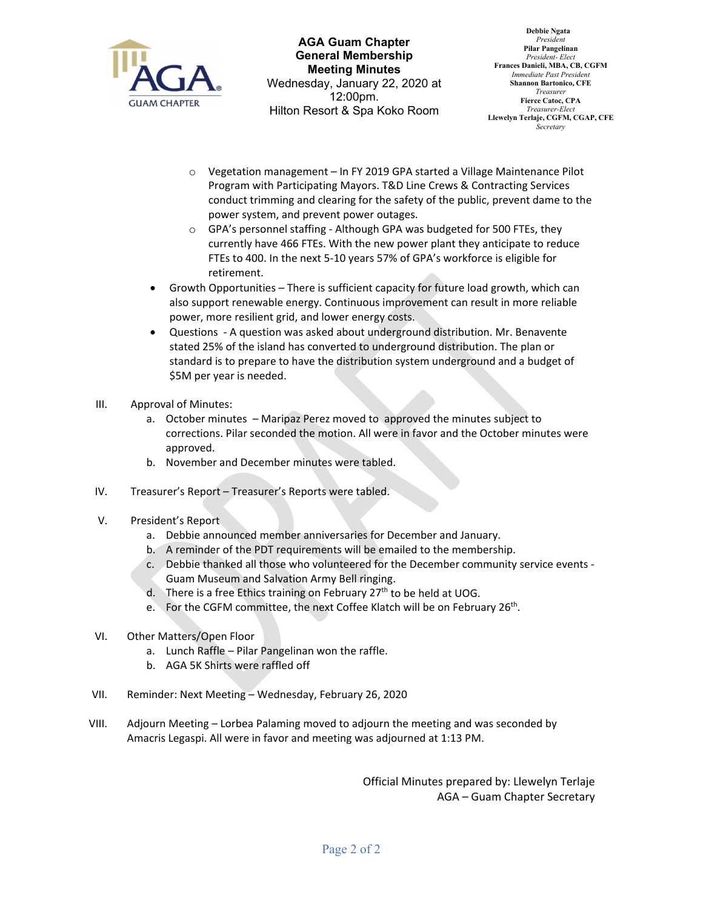**AGA Guam Chapter**
**General Membership**
**Meeting Minutes**
Wednesday, January 22, 2020 at 12:00pm.
Hilton Resort & Spa Koko Room

**Debbie Ngata**
*President*
**Pilar Pangelinan**
*President- Elect*
**Frances Danieli, MBA, CB, CGFM**
*Immediate Past President*
**Shannon Bartonico, CFE**
*Treasurer*
**Fierce Catoc, CPA**
*Treasurer-Elect*
**Llewelyn Terlaje, CGFM, CGAP, CFE**
*Secretary*

- Vegetation management – In FY 2019 GPA started a Village Maintenance Pilot Program with Participating Mayors. T&D Line Crews & Contracting Services conduct trimming and clearing for the safety of the public, prevent dame to the power system, and prevent power outages.
- GPA's personnel staffing - Although GPA was budgeted for 500 FTEs, they currently have 466 FTEs. With the new power plant they anticipate to reduce FTEs to 400. In the next 5-10 years 57% of GPA's workforce is eligible for retirement.

- Growth Opportunities – There is sufficient capacity for future load growth, which can also support renewable energy. Continuous improvement can result in more reliable power, more resilient grid, and lower energy costs.
- Questions - A question was asked about underground distribution. Mr. Benavente stated 25% of the island has converted to underground distribution. The plan or standard is to prepare to have the distribution system underground and a budget of $5M per year is needed.

III. Approval of Minutes:
   a. October minutes – Maripaz Perez moved to approved the minutes subject to corrections. Pilar seconded the motion. All were in favor and the October minutes were approved.
   b. November and December minutes were tabled.

IV. Treasurer's Report – Treasurer's Reports were tabled.

V. President's Report
   a. Debbie announced member anniversaries for December and January.
   b. A reminder of the PDT requirements will be emailed to the membership.
   c. Debbie thanked all those who volunteered for the December community service events - Guam Museum and Salvation Army Bell ringing.
   d. There is a free Ethics training on February 27th to be held at UOG.
   e. For the CGFM committee, the next Coffee Klatch will be on February 26th.

VI. Other Matters/Open Floor
   a. Lunch Raffle – Pilar Pangelinan won the raffle.
   b. AGA 5K Shirts were raffled off

VII. Reminder: Next Meeting – Wednesday, February 26, 2020

VIII. Adjourn Meeting – Lorbea Palaming moved to adjourn the meeting and was seconded by Amacris Legaspi. All were in favor and meeting was adjourned at 1:13 PM.

Official Minutes prepared by: Llewelyn Terlaje
AGA – Guam Chapter Secretary